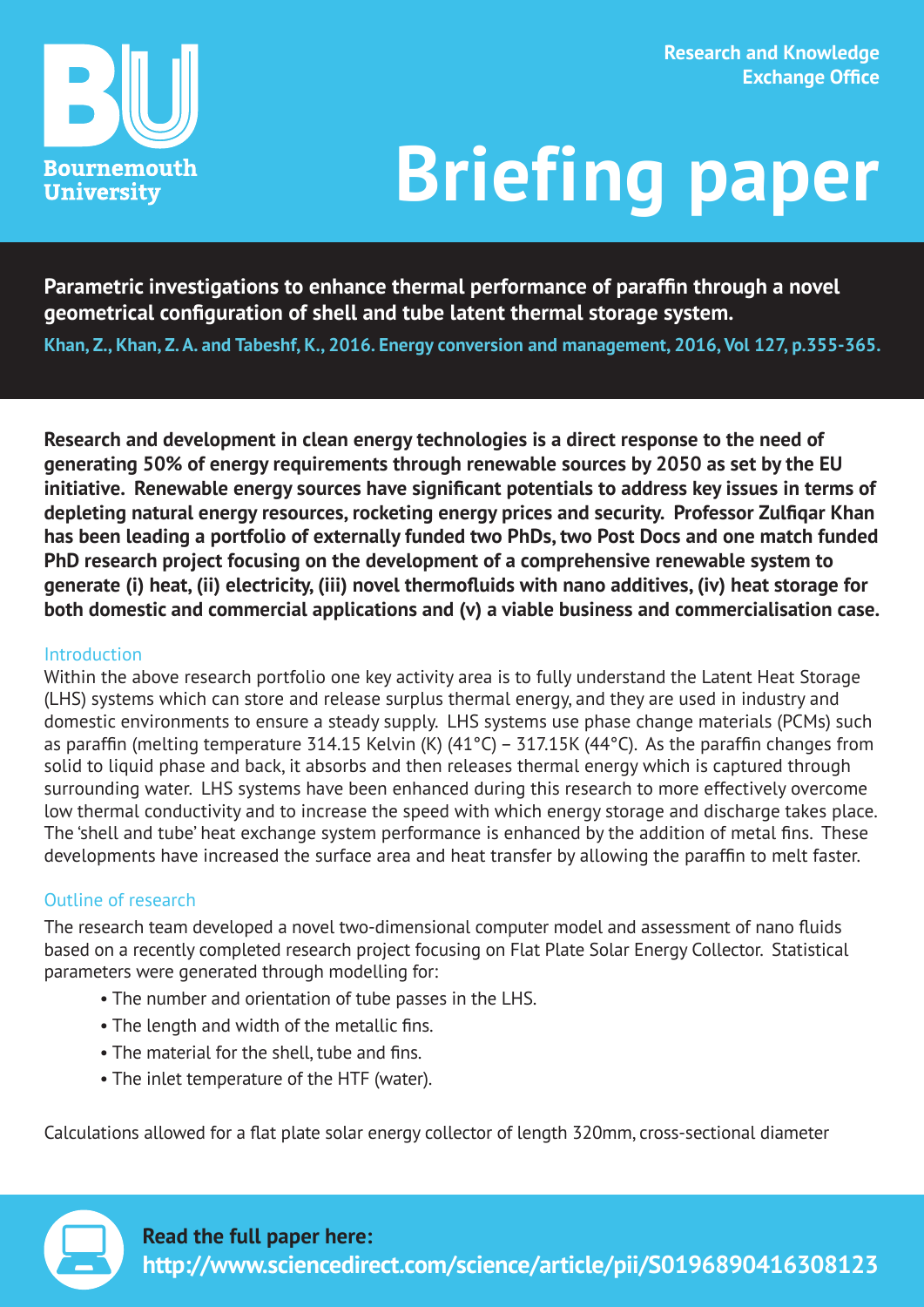Bournemouth University

Research and Knowledge Exchange Office

# Briefing paper

**Parametric investigations to enhance thermal performance of paraffin through a novel geometrical configuration of shell and tube latent thermal storage system.**

**Khan, Z., Khan, Z. A. and Tabeshf, K., 2016. Energy conversion and management, 2016, Vol 127, p.355-365.**

**Research and development in clean energy technologies is a direct response to the need of generating 50% of energy requirements through renewable sources by 2050 as set by the EU initiative. Renewable energy sources have significant potentials to address key issues in terms of depleting natural energy resources, rocketing energy prices and security. Professor Zulfiqar Khan has been leading a portfolio of externally funded two PhDs, two Post Docs and one match funded PhD research project focusing on the development of a comprehensive renewable system to generate (i) heat, (ii) electricity, (iii) novel thermofluids with nano additives, (iv) heat storage for both domestic and commercial applications and (v) a viable business and commercialisation case.**

## Introduction

Within the above research portfolio one key activity area is to fully understand the Latent Heat Storage (LHS) systems which can store and release surplus thermal energy, and they are used in industry and domestic environments to ensure a steady supply. LHS systems use phase change materials (PCMs) such as paraffin (melting temperature 314.15 Kelvin (K) (41°C) – 317.15K (44°C). As the paraffin changes from solid to liquid phase and back, it absorbs and then releases thermal energy which is captured through surrounding water. LHS systems have been enhanced during this research to more effectively overcome low thermal conductivity and to increase the speed with which energy storage and discharge takes place. The 'shell and tube' heat exchange system performance is enhanced by the addition of metal fins. These developments have increased the surface area and heat transfer by allowing the paraffin to melt faster.

## Outline of research

The research team developed a novel two-dimensional computer model and assessment of nano fluids based on a recently completed research project focusing on Flat Plate Solar Energy Collector. Statistical parameters were generated through modelling for:

- The number and orientation of tube passes in the LHS.
- The length and width of the metallic fins.
- The material for the shell, tube and fins.
- The inlet temperature of the HTF (water).

Calculations allowed for a flat plate solar energy collector of length 320mm, cross-sectional diameter

**Read the full paper here:**
**http://www.sciencedirect.com/science/article/pii/S0196890416308123**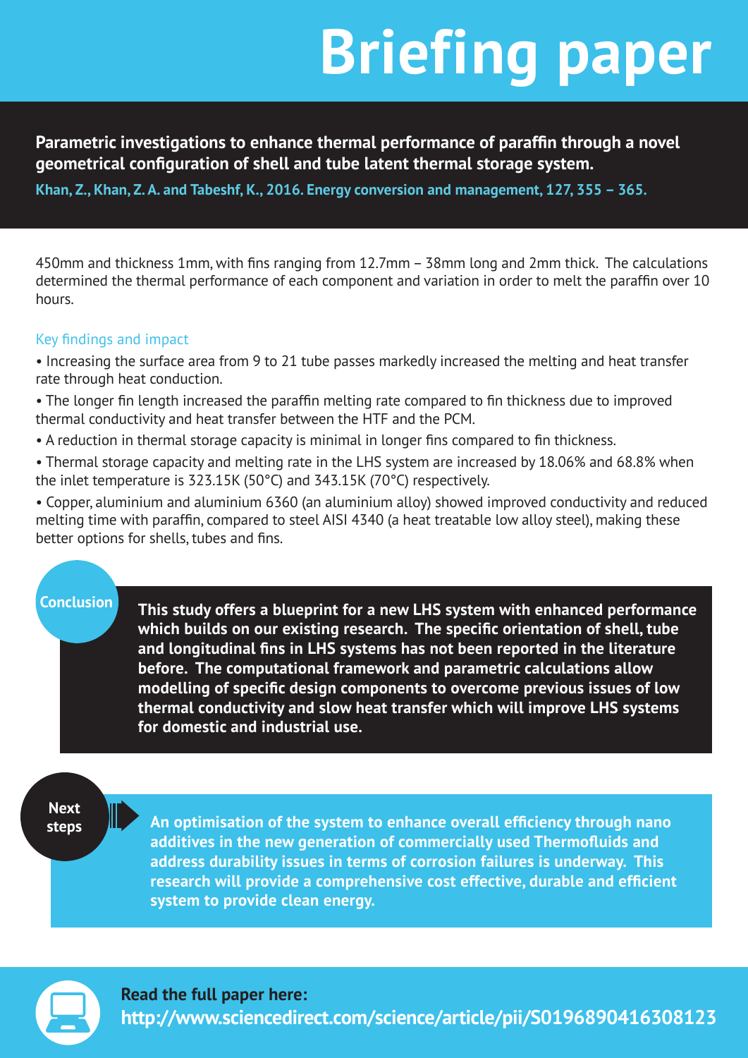# Briefing paper

**Parametric investigations to enhance thermal performance of paraffin through a novel geometrical configuration of shell and tube latent thermal storage system.**

**Khan, Z., Khan, Z. A. and Tabeshf, K., 2016. Energy conversion and management, 127, 355 – 365.**

450mm and thickness 1mm, with fins ranging from 12.7mm – 38mm long and 2mm thick. The calculations determined the thermal performance of each component and variation in order to melt the paraffin over 10 hours.

## Key findings and impact

- Increasing the surface area from 9 to 21 tube passes markedly increased the melting and heat transfer rate through heat conduction.
- The longer fin length increased the paraffin melting rate compared to fin thickness due to improved thermal conductivity and heat transfer between the HTF and the PCM.
- A reduction in thermal storage capacity is minimal in longer fins compared to fin thickness.
- Thermal storage capacity and melting rate in the LHS system are increased by 18.06% and 68.8% when the inlet temperature is 323.15K (50°C) and 343.15K (70°C) respectively.
- Copper, aluminium and aluminium 6360 (an aluminium alloy) showed improved conductivity and reduced melting time with paraffin, compared to steel AISI 4340 (a heat treatable low alloy steel), making these better options for shells, tubes and fins.

## Conclusion

**This study offers a blueprint for a new LHS system with enhanced performance which builds on our existing research. The specific orientation of shell, tube and longitudinal fins in LHS systems has not been reported in the literature before. The computational framework and parametric calculations allow modelling of specific design components to overcome previous issues of low thermal conductivity and slow heat transfer which will improve LHS systems for domestic and industrial use.**

## Next steps

**An optimisation of the system to enhance overall efficiency through nano additives in the new generation of commercially used Thermofluids and address durability issues in terms of corrosion failures is underway. This research will provide a comprehensive cost effective, durable and efficient system to provide clean energy.**

**Read the full paper here:**
**http://www.sciencedirect.com/science/article/pii/S0196890416308123**